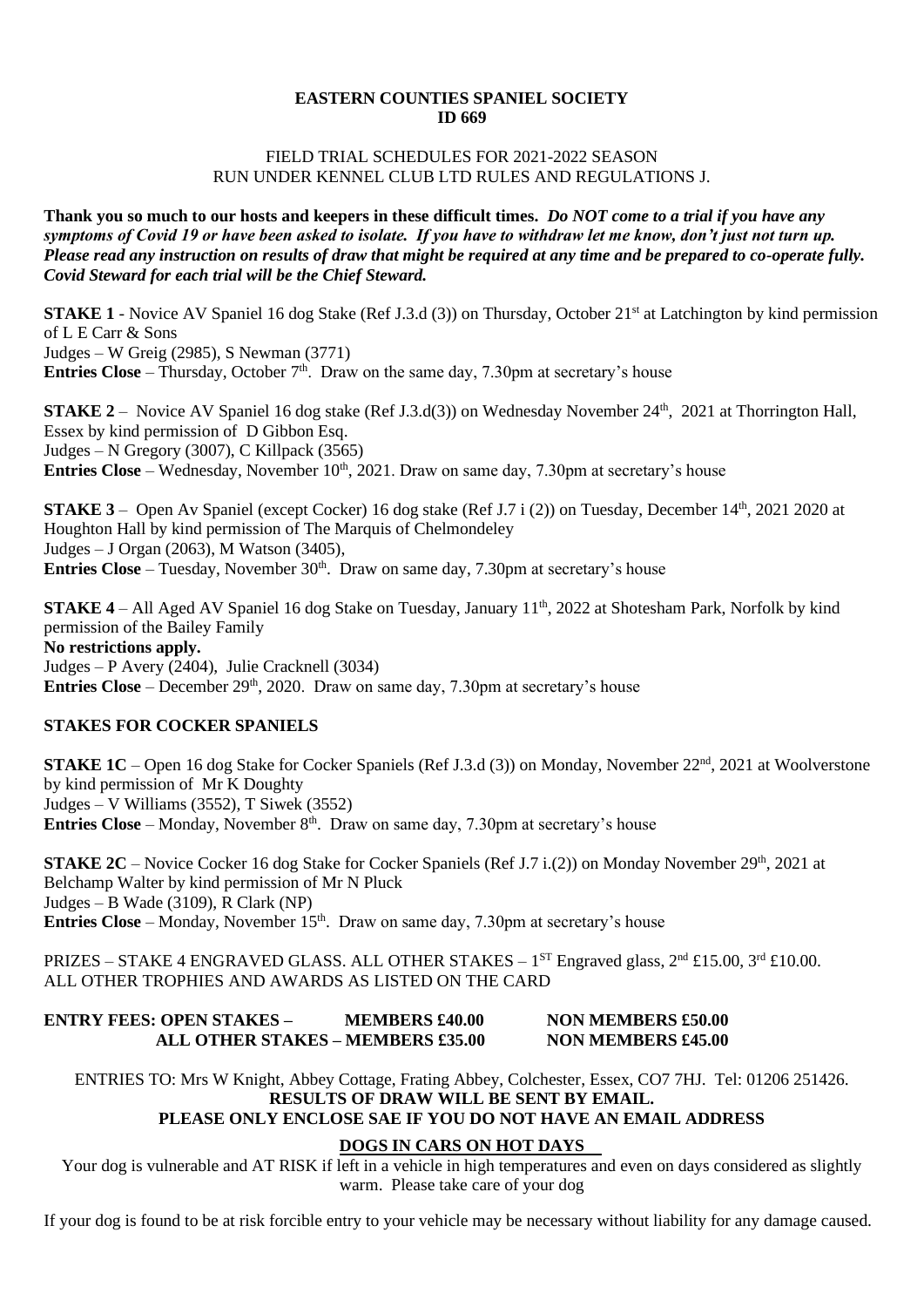**EASTERN COUNTIES SPANIEL SOCIETY**
**ID 669**

FIELD TRIAL SCHEDULES FOR 2021-2022 SEASON
RUN UNDER KENNEL CLUB LTD RULES AND REGULATIONS J.

**Thank you so much to our hosts and keepers in these difficult times.** ***Do NOT come to a trial if you have any symptoms of Covid 19 or have been asked to isolate. If you have to withdraw let me know, don't just not turn up. Please read any instruction on results of draw that might be required at any time and be prepared to co-operate fully. Covid Steward for each trial will be the Chief Steward.***

**STAKE 1** - Novice AV Spaniel 16 dog Stake (Ref J.3.d (3)) on Thursday, October 21st at Latchington by kind permission of L E Carr & Sons
Judges – W Greig (2985), S Newman (3771)
**Entries Close** – Thursday, October 7th. Draw on the same day, 7.30pm at secretary's house

**STAKE 2** – Novice AV Spaniel 16 dog stake (Ref J.3.d(3)) on Wednesday November 24th, 2021 at Thorrington Hall, Essex by kind permission of D Gibbon Esq.
Judges – N Gregory (3007), C Killpack (3565)
**Entries Close** – Wednesday, November 10th, 2021. Draw on same day, 7.30pm at secretary's house

**STAKE 3** – Open Av Spaniel (except Cocker) 16 dog stake (Ref J.7 i (2)) on Tuesday, December 14th, 2021 2020 at Houghton Hall by kind permission of The Marquis of Chelmondeley
Judges – J Organ (2063), M Watson (3405),
**Entries Close** – Tuesday, November 30th. Draw on same day, 7.30pm at secretary's house

**STAKE 4** – All Aged AV Spaniel 16 dog Stake on Tuesday, January 11th, 2022 at Shotesham Park, Norfolk by kind permission of the Bailey Family
**No restrictions apply.**
Judges – P Avery (2404), Julie Cracknell (3034)
**Entries Close** – December 29th, 2020. Draw on same day, 7.30pm at secretary's house

**STAKES FOR COCKER SPANIELS**

**STAKE 1C** – Open 16 dog Stake for Cocker Spaniels (Ref J.3.d (3)) on Monday, November 22nd, 2021 at Woolverstone by kind permission of Mr K Doughty
Judges – V Williams (3552), T Siwek (3552)
**Entries Close** – Monday, November 8th. Draw on same day, 7.30pm at secretary's house

**STAKE 2C** – Novice Cocker 16 dog Stake for Cocker Spaniels (Ref J.7 i.(2)) on Monday November 29th, 2021 at Belchamp Walter by kind permission of Mr N Pluck
Judges – B Wade (3109), R Clark (NP)
**Entries Close** – Monday, November 15th. Draw on same day, 7.30pm at secretary's house

PRIZES – STAKE 4 ENGRAVED GLASS. ALL OTHER STAKES – 1ST Engraved glass, 2nd £15.00, 3rd £10.00.
ALL OTHER TROPHIES AND AWARDS AS LISTED ON THE CARD

| **ENTRY FEES: OPEN STAKES –** | **MEMBERS £40.00** | **NON MEMBERS £50.00** |
|---|---|---|
| **ALL OTHER STAKES –** | **MEMBERS £35.00** | **NON MEMBERS £45.00** |

ENTRIES TO: Mrs W Knight, Abbey Cottage, Frating Abbey, Colchester, Essex, CO7 7HJ. Tel: 01206 251426.
**RESULTS OF DRAW WILL BE SENT BY EMAIL.**
**PLEASE ONLY ENCLOSE SAE IF YOU DO NOT HAVE AN EMAIL ADDRESS**

**DOGS IN CARS ON HOT DAYS**

Your dog is vulnerable and AT RISK if left in a vehicle in high temperatures and even on days considered as slightly warm. Please take care of your dog

If your dog is found to be at risk forcible entry to your vehicle may be necessary without liability for any damage caused.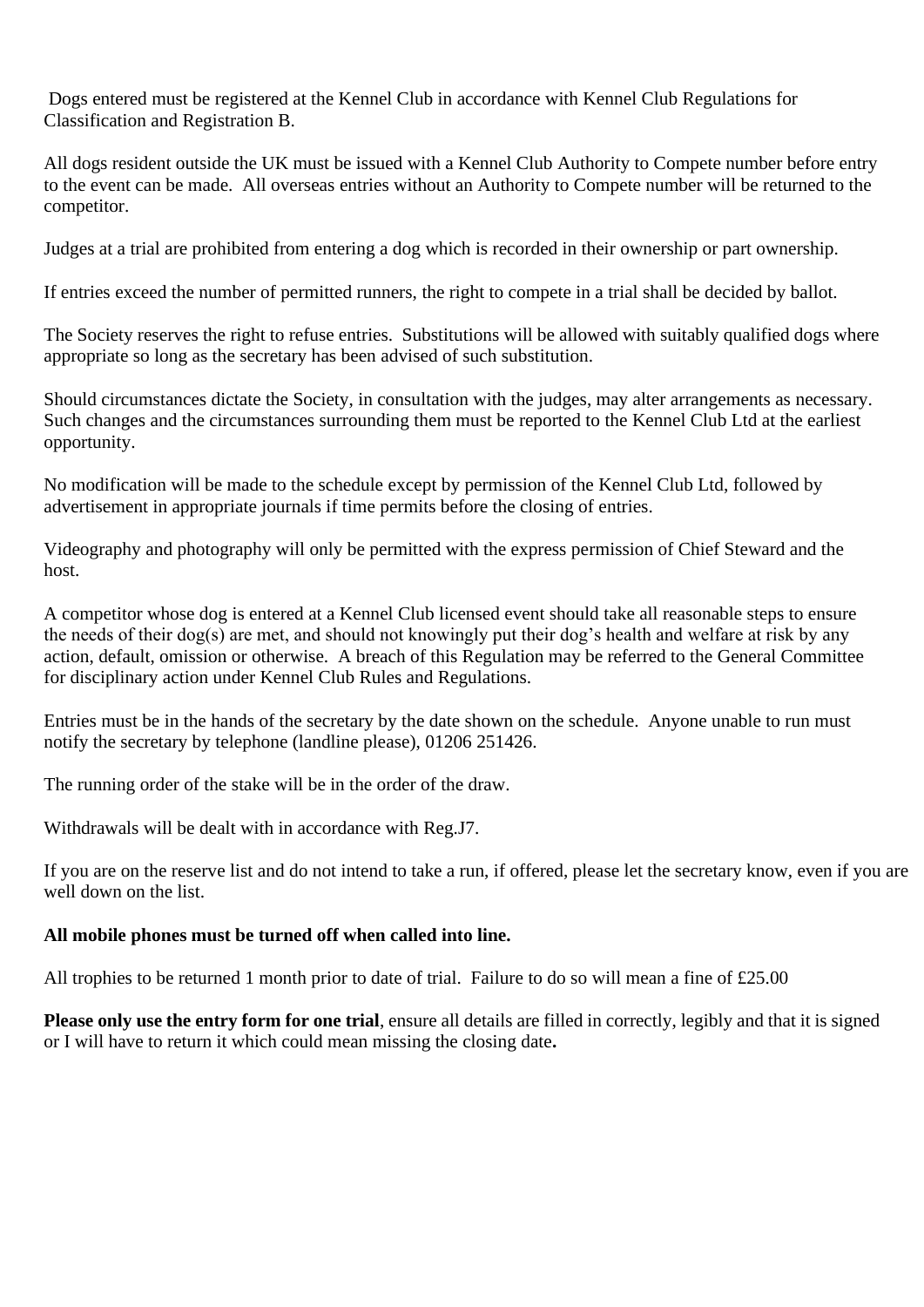Dogs entered must be registered at the Kennel Club in accordance with Kennel Club Regulations for Classification and Registration B.

All dogs resident outside the UK must be issued with a Kennel Club Authority to Compete number before entry to the event can be made. All overseas entries without an Authority to Compete number will be returned to the competitor.

Judges at a trial are prohibited from entering a dog which is recorded in their ownership or part ownership.

If entries exceed the number of permitted runners, the right to compete in a trial shall be decided by ballot.

The Society reserves the right to refuse entries. Substitutions will be allowed with suitably qualified dogs where appropriate so long as the secretary has been advised of such substitution.

Should circumstances dictate the Society, in consultation with the judges, may alter arrangements as necessary. Such changes and the circumstances surrounding them must be reported to the Kennel Club Ltd at the earliest opportunity.

No modification will be made to the schedule except by permission of the Kennel Club Ltd, followed by advertisement in appropriate journals if time permits before the closing of entries.

Videography and photography will only be permitted with the express permission of Chief Steward and the host.

A competitor whose dog is entered at a Kennel Club licensed event should take all reasonable steps to ensure the needs of their dog(s) are met, and should not knowingly put their dog's health and welfare at risk by any action, default, omission or otherwise. A breach of this Regulation may be referred to the General Committee for disciplinary action under Kennel Club Rules and Regulations.

Entries must be in the hands of the secretary by the date shown on the schedule. Anyone unable to run must notify the secretary by telephone (landline please), 01206 251426.

The running order of the stake will be in the order of the draw.

Withdrawals will be dealt with in accordance with Reg.J7.

If you are on the reserve list and do not intend to take a run, if offered, please let the secretary know, even if you are well down on the list.

**All mobile phones must be turned off when called into line.**

All trophies to be returned 1 month prior to date of trial. Failure to do so will mean a fine of £25.00

**Please only use the entry form for one trial**, ensure all details are filled in correctly, legibly and that it is signed or I will have to return it which could mean missing the closing date**.**